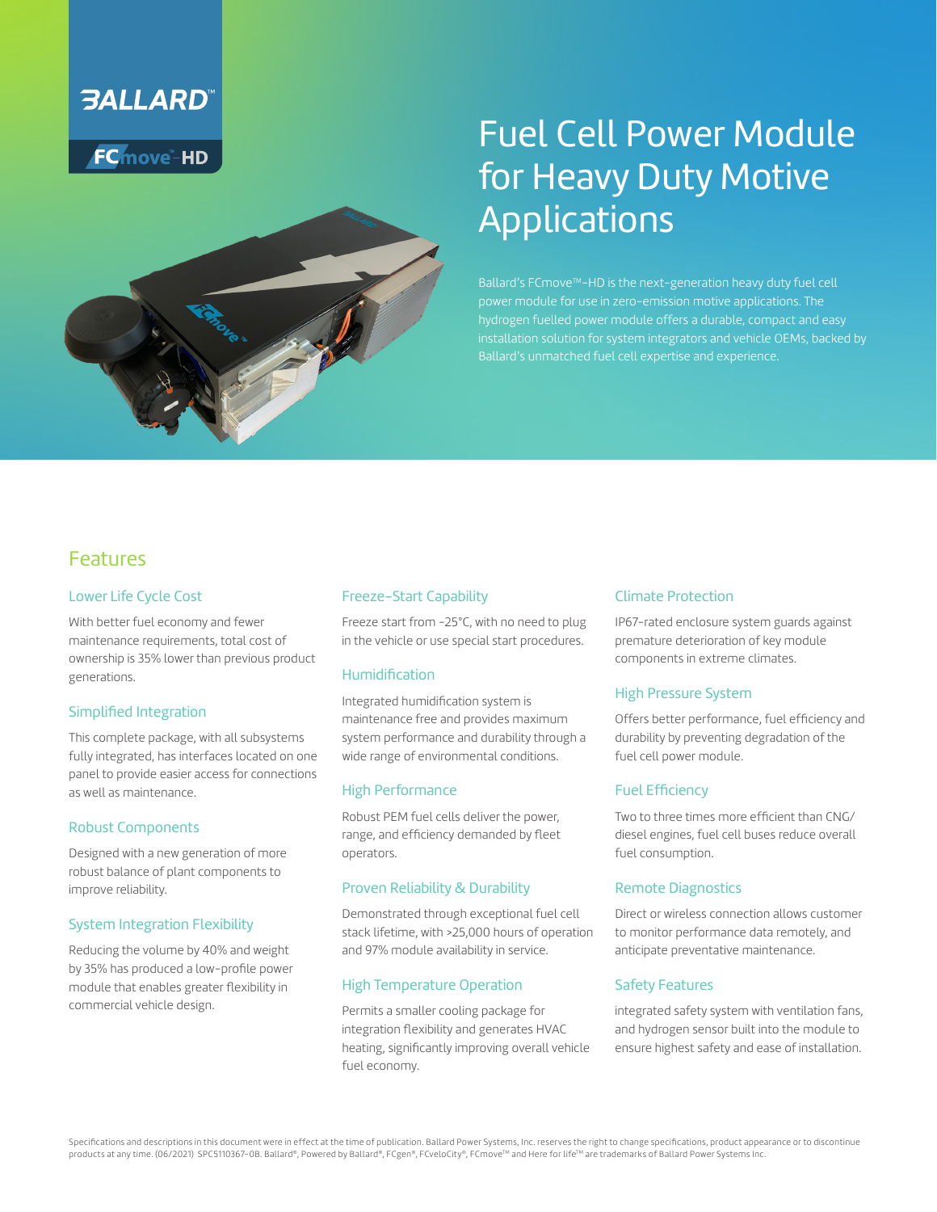BALLARD™

FCmove™-HD

# Fuel Cell Power Module for Heavy Duty Motive Applications

Ballard's FCmove™-HD is the next-generation heavy duty fuel cell power module for use in zero-emission motive applications. The hydrogen fuelled power module offers a durable, compact and easy installation solution for system integrators and vehicle OEMs, backed by Ballard's unmatched fuel cell expertise and experience.

## Features

### Lower Life Cycle Cost

With better fuel economy and fewer maintenance requirements, total cost of ownership is 35% lower than previous product generations.

### Simplified Integration

This complete package, with all subsystems fully integrated, has interfaces located on one panel to provide easier access for connections as well as maintenance.

### Robust Components

Designed with a new generation of more robust balance of plant components to improve reliability.

### System Integration Flexibility

Reducing the volume by 40% and weight by 35% has produced a low-profile power module that enables greater flexibility in commercial vehicle design.

### Freeze-Start Capability

Freeze start from -25°C, with no need to plug in the vehicle or use special start procedures.

### Humidification

Integrated humidification system is maintenance free and provides maximum system performance and durability through a wide range of environmental conditions.

### High Performance

Robust PEM fuel cells deliver the power, range, and efficiency demanded by fleet operators.

### Proven Reliability & Durability

Demonstrated through exceptional fuel cell stack lifetime, with >25,000 hours of operation and 97% module availability in service.

### High Temperature Operation

Permits a smaller cooling package for integration flexibility and generates HVAC heating, significantly improving overall vehicle fuel economy.

### Climate Protection

IP67-rated enclosure system guards against premature deterioration of key module components in extreme climates.

### High Pressure System

Offers better performance, fuel efficiency and durability by preventing degradation of the fuel cell power module.

### Fuel Efficiency

Two to three times more efficient than CNG/ diesel engines, fuel cell buses reduce overall fuel consumption.

### Remote Diagnostics

Direct or wireless connection allows customer to monitor performance data remotely, and anticipate preventative maintenance.

### Safety Features

integrated safety system with ventilation fans, and hydrogen sensor built into the module to ensure highest safety and ease of installation.

Specifications and descriptions in this document were in effect at the time of publication. Ballard Power Systems, Inc. reserves the right to change specifications, product appearance or to discontinue products at any time. (06/2021) SPC5110367-0B. Ballard®, Powered by Ballard®, FCgen®, FCveloCity®, FCmove™ and Here for life™ are trademarks of Ballard Power Systems Inc.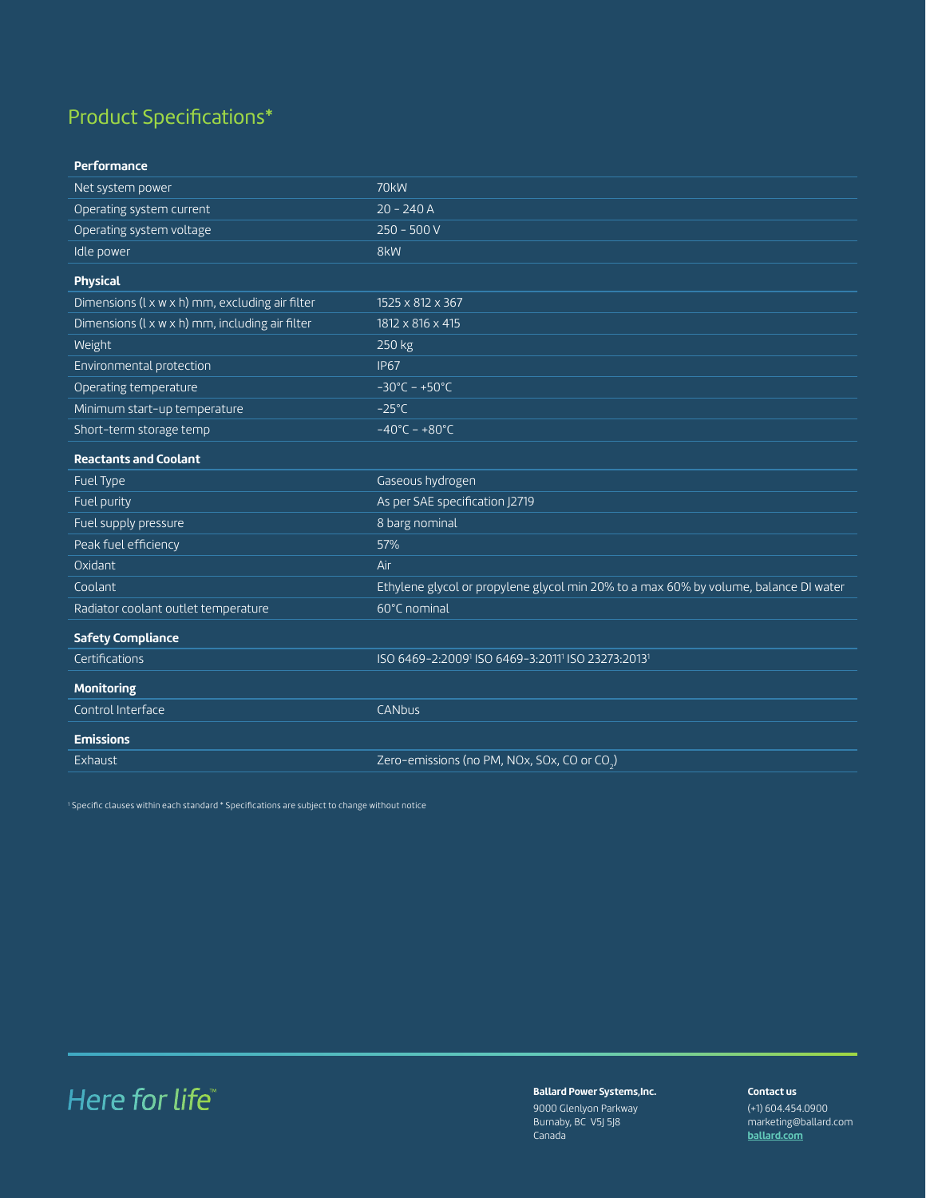## Product Specifications*

| | |
|---|---|
| **Performance** | |
| Net system power | 70kW |
| Operating system current | 20 - 240 A |
| Operating system voltage | 250 - 500 V |
| Idle power | 8kW |
| **Physical** | |
| Dimensions (l x w x h) mm, excluding air filter | 1525 x 812 x 367 |
| Dimensions (l x w x h) mm, including air filter | 1812 x 816 x 415 |
| Weight | 250 kg |
| Environmental protection | IP67 |
| Operating temperature | -30°C - +50°C |
| Minimum start-up temperature | -25°C |
| Short-term storage temp | -40°C - +80°C |
| **Reactants and Coolant** | |
| Fuel Type | Gaseous hydrogen |
| Fuel purity | As per SAE specification J2719 |
| Fuel supply pressure | 8 barg nominal |
| Peak fuel efficiency | 57% |
| Oxidant | Air |
| Coolant | Ethylene glycol or propylene glycol min 20% to a max 60% by volume, balance DI water |
| Radiator coolant outlet temperature | 60°C nominal |
| **Safety Compliance** | |
| Certifications | ISO 6469-2:2009[1] ISO 6469-3:2011[1] ISO 23273:2013[1] |
| **Monitoring** | |
| Control Interface | CANbus |
| **Emissions** | |
| Exhaust | Zero-emissions (no PM, NOx, SOx, CO or $CO_2$) |

[1] Specific clauses within each standard * Specifications are subject to change without notice

*Here for life*™

**Ballard Power Systems,Inc.**
9000 Glenlyon Parkway
Burnaby, BC V5J 5J8
Canada

**Contact us**
(+1) 604.454.0900
marketing@ballard.com
**ballard.com**